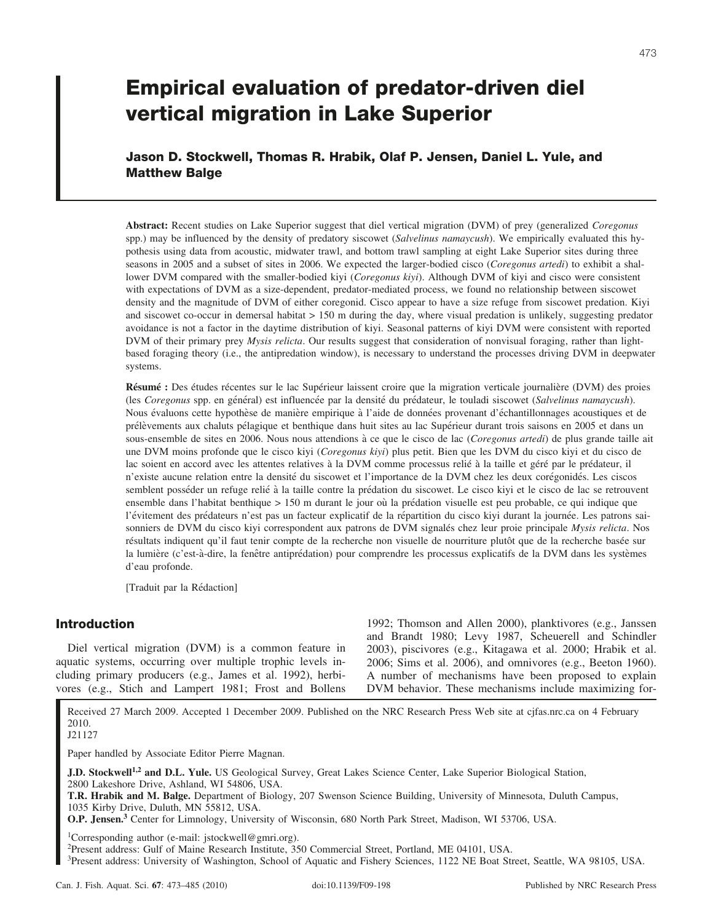# Empirical evaluation of predator-driven diel vertical migration in Lake Superior

**Jason D. Stockwell, Thomas R. Hrabik, Olaf P. Jensen, Daniel L. Yule, and Matthew Balge**

**Abstract:** Recent studies on Lake Superior suggest that diel vertical migration (DVM) of prey (generalized *Coregonus* spp.) may be influenced by the density of predatory siscowet (*Salvelinus namaycush*). We empirically evaluated this hypothesis using data from acoustic, midwater trawl, and bottom trawl sampling at eight Lake Superior sites during three seasons in 2005 and a subset of sites in 2006. We expected the larger-bodied cisco (*Coregonus artedi*) to exhibit a shallower DVM compared with the smaller-bodied kiyi (*Coregonus kiyi*). Although DVM of kiyi and cisco were consistent with expectations of DVM as a size-dependent, predator-mediated process, we found no relationship between siscowet density and the magnitude of DVM of either coregonid. Cisco appear to have a size refuge from siscowet predation. Kiyi and siscowet co-occur in demersal habitat > 150 m during the day, where visual predation is unlikely, suggesting predator avoidance is not a factor in the daytime distribution of kiyi. Seasonal patterns of kiyi DVM were consistent with reported DVM of their primary prey *Mysis relicta*. Our results suggest that consideration of nonvisual foraging, rather than light-based foraging theory (i.e., the antipredation window), is necessary to understand the processes driving DVM in deepwater systems.

**Résumé :** Des études récentes sur le lac Supérieur laissent croire que la migration verticale journalière (DVM) des proies (les *Coregonus* spp. en général) est influencée par la densité du prédateur, le touladi siscowet (*Salvelinus namaycush*). Nous évaluons cette hypothèse de manière empirique à l'aide de données provenant d'échantillonnages acoustiques et de prélèvements aux chaluts pélagique et benthique dans huit sites au lac Supérieur durant trois saisons en 2005 et dans un sous-ensemble de sites en 2006. Nous nous attendions à ce que le cisco de lac (*Coregonus artedi*) de plus grande taille ait une DVM moins profonde que le cisco kiyi (*Coregonus kiyi*) plus petit. Bien que les DVM du cisco kiyi et du cisco de lac soient en accord avec les attentes relatives à la DVM comme processus relié à la taille et géré par le prédateur, il n'existe aucune relation entre la densité du siscowet et l'importance de la DVM chez les deux corégonidés. Les ciscos semblent posséder un refuge relié à la taille contre la prédation du siscowet. Le cisco kiyi et le cisco de lac se retrouvent ensemble dans l'habitat benthique > 150 m durant le jour où la prédation visuelle est peu probable, ce qui indique que l'évitement des prédateurs n'est pas un facteur explicatif de la répartition du cisco kiyi durant la journée. Les patrons saisonniers de DVM du cisco kiyi correspondent aux patrons de DVM signalés chez leur proie principale *Mysis relicta*. Nos résultats indiquent qu'il faut tenir compte de la recherche non visuelle de nourriture plutôt que de la recherche basée sur la lumière (c'est-à-dire, la fenêtre antiprédation) pour comprendre les processus explicatifs de la DVM dans les systèmes d'eau profonde.

[Traduit par la Rédaction]

## Introduction

Diel vertical migration (DVM) is a common feature in aquatic systems, occurring over multiple trophic levels including primary producers (e.g., James et al. 1992), herbivores (e.g., Stich and Lampert 1981; Frost and Bollens 1992; Thomson and Allen 2000), planktivores (e.g., Janssen and Brandt 1980; Levy 1987, Scheuerell and Schindler 2003), piscivores (e.g., Kitagawa et al. 2000; Hrabik et al. 2006; Sims et al. 2006), and omnivores (e.g., Beeton 1960). A number of mechanisms have been proposed to explain DVM behavior. These mechanisms include maximizing for-

Received 27 March 2009. Accepted 1 December 2009. Published on the NRC Research Press Web site at cjfas.nrc.ca on 4 February 2010.
J21127

Paper handled by Associate Editor Pierre Magnan.

**J.D. Stockwell[1,2] and D.L. Yule.** US Geological Survey, Great Lakes Science Center, Lake Superior Biological Station, 2800 Lakeshore Drive, Ashland, WI 54806, USA.
**T.R. Hrabik and M. Balge.** Department of Biology, 207 Swenson Science Building, University of Minnesota, Duluth Campus, 1035 Kirby Drive, Duluth, MN 55812, USA.
**O.P. Jensen.[3]** Center for Limnology, University of Wisconsin, 680 North Park Street, Madison, WI 53706, USA.

[1]Corresponding author (e-mail: jstockwell@gmri.org).
[2]Present address: Gulf of Maine Research Institute, 350 Commercial Street, Portland, ME 04101, USA.
[3]Present address: University of Washington, School of Aquatic and Fishery Sciences, 1122 NE Boat Street, Seattle, WA 98105, USA.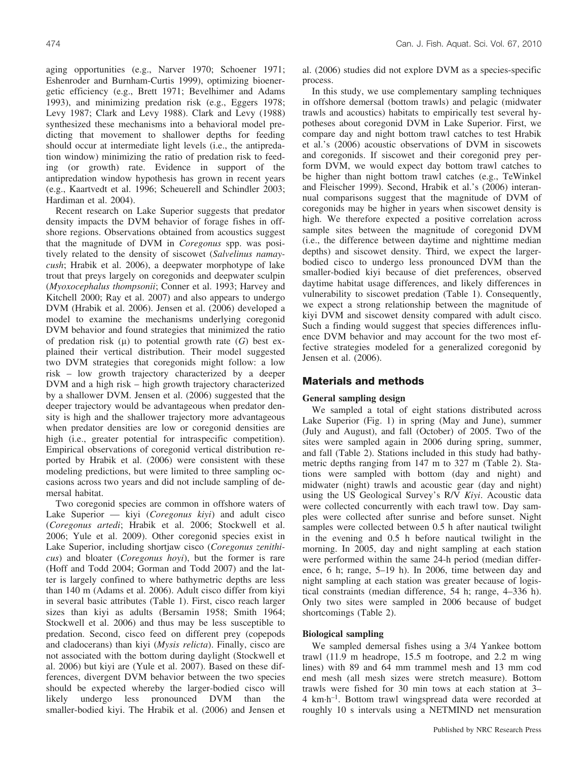aging opportunities (e.g., Narver 1970; Schoener 1971; Eshenroder and Burnham-Curtis 1999), optimizing bioenergetic efficiency (e.g., Brett 1971; Bevelhimer and Adams 1993), and minimizing predation risk (e.g., Eggers 1978; Levy 1987; Clark and Levy 1988). Clark and Levy (1988) synthesized these mechanisms into a behavioral model predicting that movement to shallower depths for feeding should occur at intermediate light levels (i.e., the antipredation window) minimizing the ratio of predation risk to feeding (or growth) rate. Evidence in support of the antipredation window hypothesis has grown in recent years (e.g., Kaartvedt et al. 1996; Scheuerell and Schindler 2003; Hardiman et al. 2004).

Recent research on Lake Superior suggests that predator density impacts the DVM behavior of forage fishes in offshore regions. Observations obtained from acoustics suggest that the magnitude of DVM in *Coregonus* spp. was positively related to the density of siscowet (*Salvelinus namaycush*; Hrabik et al. 2006), a deepwater morphotype of lake trout that preys largely on coregonids and deepwater sculpin (*Myoxocephalus thompsonii*; Conner et al. 1993; Harvey and Kitchell 2000; Ray et al. 2007) and also appears to undergo DVM (Hrabik et al. 2006). Jensen et al. (2006) developed a model to examine the mechanisms underlying coregonid DVM behavior and found strategies that minimized the ratio of predation risk ($\mu$) to potential growth rate ($G$) best explained their vertical distribution. Their model suggested two DVM strategies that coregonids might follow: a low risk – low growth trajectory characterized by a deeper DVM and a high risk – high growth trajectory characterized by a shallower DVM. Jensen et al. (2006) suggested that the deeper trajectory would be advantageous when predator density is high and the shallower trajectory more advantageous when predator densities are low or coregonid densities are high (i.e., greater potential for intraspecific competition). Empirical observations of coregonid vertical distribution reported by Hrabik et al. (2006) were consistent with these modeling predictions, but were limited to three sampling occasions across two years and did not include sampling of demersal habitat.

Two coregonid species are common in offshore waters of Lake Superior — kiyi (*Coregonus kiyi*) and adult cisco (*Coregonus artedi*; Hrabik et al. 2006; Stockwell et al. 2006; Yule et al. 2009). Other coregonid species exist in Lake Superior, including shortjaw cisco (*Coregonus zenithicus*) and bloater (*Coregonus hoyi*), but the former is rare (Hoff and Todd 2004; Gorman and Todd 2007) and the latter is largely confined to where bathymetric depths are less than 140 m (Adams et al. 2006). Adult cisco differ from kiyi in several basic attributes (Table 1). First, cisco reach larger sizes than kiyi as adults (Bersamin 1958; Smith 1964; Stockwell et al. 2006) and thus may be less susceptible to predation. Second, cisco feed on different prey (copepods and cladocerans) than kiyi (*Mysis relicta*). Finally, cisco are not associated with the bottom during daylight (Stockwell et al. 2006) but kiyi are (Yule et al. 2007). Based on these differences, divergent DVM behavior between the two species should be expected whereby the larger-bodied cisco will likely undergo less pronounced DVM than the smaller-bodied kiyi. The Hrabik et al. (2006) and Jensen et al. (2006) studies did not explore DVM as a species-specific process.

In this study, we use complementary sampling techniques in offshore demersal (bottom trawls) and pelagic (midwater trawls and acoustics) habitats to empirically test several hypotheses about coregonid DVM in Lake Superior. First, we compare day and night bottom trawl catches to test Hrabik et al.'s (2006) acoustic observations of DVM in siscowets and coregonids. If siscowet and their coregonid prey perform DVM, we would expect day bottom trawl catches to be higher than night bottom trawl catches (e.g., TeWinkel and Fleischer 1999). Second, Hrabik et al.'s (2006) interannual comparisons suggest that the magnitude of DVM of coregonids may be higher in years when siscowet density is high. We therefore expected a positive correlation across sample sites between the magnitude of coregonid DVM (i.e., the difference between daytime and nighttime median depths) and siscowet density. Third, we expect the larger-bodied cisco to undergo less pronounced DVM than the smaller-bodied kiyi because of diet preferences, observed daytime habitat usage differences, and likely differences in vulnerability to siscowet predation (Table 1). Consequently, we expect a strong relationship between the magnitude of kiyi DVM and siscowet density compared with adult cisco. Such a finding would suggest that species differences influence DVM behavior and may account for the two most effective strategies modeled for a generalized coregonid by Jensen et al. (2006).

## Materials and methods

### General sampling design

We sampled a total of eight stations distributed across Lake Superior (Fig. 1) in spring (May and June), summer (July and August), and fall (October) of 2005. Two of the sites were sampled again in 2006 during spring, summer, and fall (Table 2). Stations included in this study had bathymetric depths ranging from 147 m to 327 m (Table 2). Stations were sampled with bottom (day and night) and midwater (night) trawls and acoustic gear (day and night) using the US Geological Survey's R/V *Kiyi*. Acoustic data were collected concurrently with each trawl tow. Day samples were collected after sunrise and before sunset. Night samples were collected between 0.5 h after nautical twilight in the evening and 0.5 h before nautical twilight in the morning. In 2005, day and night sampling at each station were performed within the same 24-h period (median difference, 6 h; range, 5–19 h). In 2006, time between day and night sampling at each station was greater because of logistical constraints (median difference, 54 h; range, 4–336 h). Only two sites were sampled in 2006 because of budget shortcomings (Table 2).

### Biological sampling

We sampled demersal fishes using a 3/4 Yankee bottom trawl (11.9 m headrope, 15.5 m footrope, and 2.2 m wing lines) with 89 and 64 mm trammel mesh and 13 mm cod end mesh (all mesh sizes were stretch measure). Bottom trawls were fished for 30 min tows at each station at 3–4 km·h$^{-1}$. Bottom trawl wingspread data were recorded at roughly 10 s intervals using a NETMIND net mensuration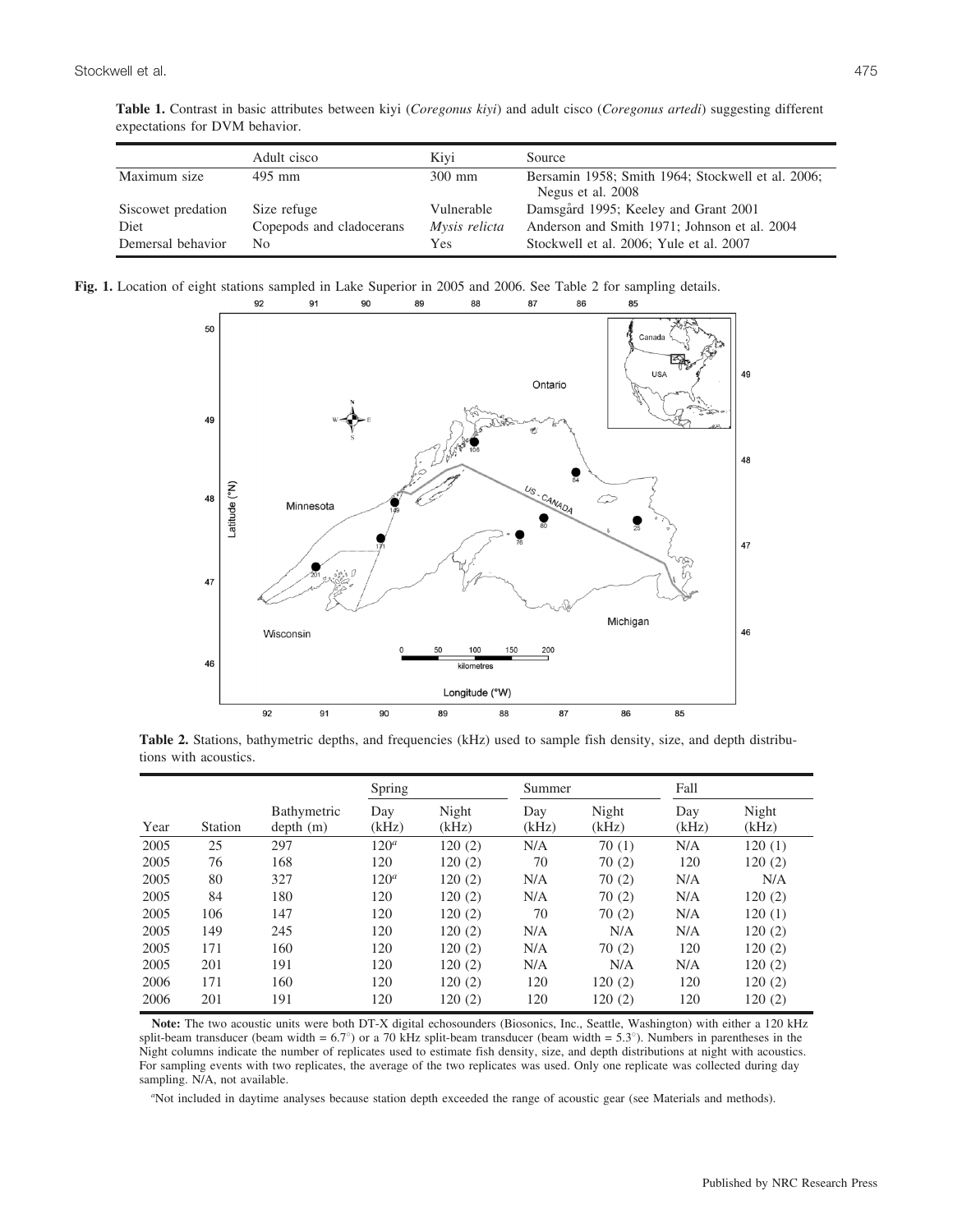**Table 1.** Contrast in basic attributes between kiyi (*Coregonus kiyi*) and adult cisco (*Coregonus artedi*) suggesting different expectations for DVM behavior.

| | Adult cisco | Kiyi | Source |
|---|---|---|---|
| Maximum size | 495 mm | 300 mm | Bersamin 1958; Smith 1964; Stockwell et al. 2006; Negus et al. 2008 |
| Siscowet predation | Size refuge | Vulnerable | Damsgård 1995; Keeley and Grant 2001 |
| Diet | Copepods and cladocerans | *Mysis relicta* | Anderson and Smith 1971; Johnson et al. 2004 |
| Demersal behavior | No | Yes | Stockwell et al. 2006; Yule et al. 2007 |

**Fig. 1.** Location of eight stations sampled in Lake Superior in 2005 and 2006. See Table 2 for sampling details.

**Table 2.** Stations, bathymetric depths, and frequencies (kHz) used to sample fish density, size, and depth distributions with acoustics.

| | | | Spring | | Summer | | Fall | |
|---|---|---|---|---|---|---|---|---|
| Year | Station | Bathymetric depth (m) | Day (kHz) | Night (kHz) | Day (kHz) | Night (kHz) | Day (kHz) | Night (kHz) |
| 2005 | 25 | 297 | 120[a] | 120 (2) | N/A | 70 (1) | N/A | 120 (1) |
| 2005 | 76 | 168 | 120 | 120 (2) | 70 | 70 (2) | 120 | 120 (2) |
| 2005 | 80 | 327 | 120[a] | 120 (2) | N/A | 70 (2) | N/A | N/A |
| 2005 | 84 | 180 | 120 | 120 (2) | N/A | 70 (2) | N/A | 120 (2) |
| 2005 | 106 | 147 | 120 | 120 (2) | 70 | 70 (2) | N/A | 120 (1) |
| 2005 | 149 | 245 | 120 | 120 (2) | N/A | N/A | N/A | 120 (2) |
| 2005 | 171 | 160 | 120 | 120 (2) | N/A | 70 (2) | 120 | 120 (2) |
| 2005 | 201 | 191 | 120 | 120 (2) | N/A | N/A | N/A | 120 (2) |
| 2006 | 171 | 160 | 120 | 120 (2) | 120 | 120 (2) | 120 | 120 (2) |
| 2006 | 201 | 191 | 120 | 120 (2) | 120 | 120 (2) | 120 | 120 (2) |

**Note:** The two acoustic units were both DT-X digital echosounders (Biosonics, Inc., Seattle, Washington) with either a 120 kHz split-beam transducer (beam width = 6.7°) or a 70 kHz split-beam transducer (beam width = 5.3°). Numbers in parentheses in the Night columns indicate the number of replicates used to estimate fish density, size, and depth distributions at night with acoustics. For sampling events with two replicates, the average of the two replicates was used. Only one replicate was collected during day sampling. N/A, not available.

[a]Not included in daytime analyses because station depth exceeded the range of acoustic gear (see Materials and methods).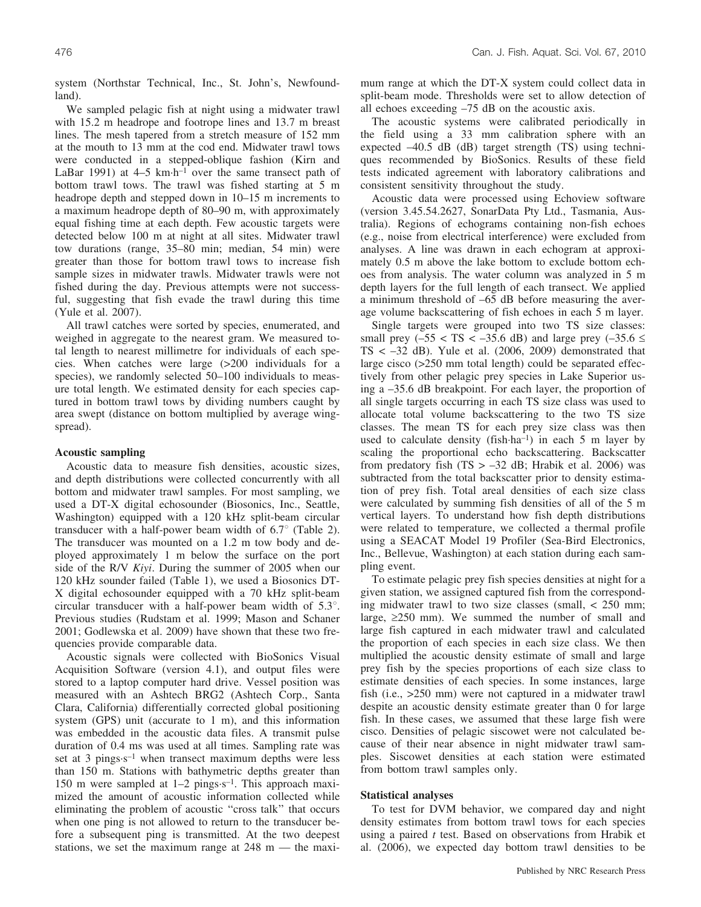system (Northstar Technical, Inc., St. John's, Newfoundland).

We sampled pelagic fish at night using a midwater trawl with 15.2 m headrope and footrope lines and 13.7 m breast lines. The mesh tapered from a stretch measure of 152 mm at the mouth to 13 mm at the cod end. Midwater trawl tows were conducted in a stepped-oblique fashion (Kirn and LaBar 1991) at 4–5 km·h$^{-1}$ over the same transect path of bottom trawl tows. The trawl was fished starting at 5 m headrope depth and stepped down in 10–15 m increments to a maximum headrope depth of 80–90 m, with approximately equal fishing time at each depth. Few acoustic targets were detected below 100 m at night at all sites. Midwater trawl tow durations (range, 35–80 min; median, 54 min) were greater than those for bottom trawl tows to increase fish sample sizes in midwater trawls. Midwater trawls were not fished during the day. Previous attempts were not successful, suggesting that fish evade the trawl during this time (Yule et al. 2007).

All trawl catches were sorted by species, enumerated, and weighed in aggregate to the nearest gram. We measured total length to nearest millimetre for individuals of each species. When catches were large (>200 individuals for a species), we randomly selected 50–100 individuals to measure total length. We estimated density for each species captured in bottom trawl tows by dividing numbers caught by area swept (distance on bottom multiplied by average wingspread).

### Acoustic sampling

Acoustic data to measure fish densities, acoustic sizes, and depth distributions were collected concurrently with all bottom and midwater trawl samples. For most sampling, we used a DT-X digital echosounder (Biosonics, Inc., Seattle, Washington) equipped with a 120 kHz split-beam circular transducer with a half-power beam width of 6.7° (Table 2). The transducer was mounted on a 1.2 m tow body and deployed approximately 1 m below the surface on the port side of the R/V *Kiyi*. During the summer of 2005 when our 120 kHz sounder failed (Table 1), we used a Biosonics DT-X digital echosounder equipped with a 70 kHz split-beam circular transducer with a half-power beam width of 5.3°. Previous studies (Rudstam et al. 1999; Mason and Schaner 2001; Godlewska et al. 2009) have shown that these two frequencies provide comparable data.

Acoustic signals were collected with BioSonics Visual Acquisition Software (version 4.1), and output files were stored to a laptop computer hard drive. Vessel position was measured with an Ashtech BRG2 (Ashtech Corp., Santa Clara, California) differentially corrected global positioning system (GPS) unit (accurate to 1 m), and this information was embedded in the acoustic data files. A transmit pulse duration of 0.4 ms was used at all times. Sampling rate was set at 3 pings·s$^{-1}$ when transect maximum depths were less than 150 m. Stations with bathymetric depths greater than 150 m were sampled at 1–2 pings·s$^{-1}$. This approach maximized the amount of acoustic information collected while eliminating the problem of acoustic "cross talk" that occurs when one ping is not allowed to return to the transducer before a subsequent ping is transmitted. At the two deepest stations, we set the maximum range at 248 m — the maximum range at which the DT-X system could collect data in split-beam mode. Thresholds were set to allow detection of all echoes exceeding –75 dB on the acoustic axis.

The acoustic systems were calibrated periodically in the field using a 33 mm calibration sphere with an expected –40.5 dB (dB) target strength (TS) using techniques recommended by BioSonics. Results of these field tests indicated agreement with laboratory calibrations and consistent sensitivity throughout the study.

Acoustic data were processed using Echoview software (version 3.45.54.2627, SonarData Pty Ltd., Tasmania, Australia). Regions of echograms containing non-fish echoes (e.g., noise from electrical interference) were excluded from analyses. A line was drawn in each echogram at approximately 0.5 m above the lake bottom to exclude bottom echoes from analysis. The water column was analyzed in 5 m depth layers for the full length of each transect. We applied a minimum threshold of –65 dB before measuring the average volume backscattering of fish echoes in each 5 m layer.

Single targets were grouped into two TS size classes: small prey (–55 < TS < –35.6 dB) and large prey (–35.6 ≤ TS < –32 dB). Yule et al. (2006, 2009) demonstrated that large cisco (>250 mm total length) could be separated effectively from other pelagic prey species in Lake Superior using a –35.6 dB breakpoint. For each layer, the proportion of all single targets occurring in each TS size class was used to allocate total volume backscattering to the two TS size classes. The mean TS for each prey size class was then used to calculate density (fish·ha$^{-1}$) in each 5 m layer by scaling the proportional echo backscattering. Backscatter from predatory fish (TS > –32 dB; Hrabik et al. 2006) was subtracted from the total backscatter prior to density estimation of prey fish. Total areal densities of each size class were calculated by summing fish densities of all of the 5 m vertical layers. To understand how fish depth distributions were related to temperature, we collected a thermal profile using a SEACAT Model 19 Profiler (Sea-Bird Electronics, Inc., Bellevue, Washington) at each station during each sampling event.

To estimate pelagic prey fish species densities at night for a given station, we assigned captured fish from the corresponding midwater trawl to two size classes (small, < 250 mm; large, ≥250 mm). We summed the number of small and large fish captured in each midwater trawl and calculated the proportion of each species in each size class. We then multiplied the acoustic density estimate of small and large prey fish by the species proportions of each size class to estimate densities of each species. In some instances, large fish (i.e., >250 mm) were not captured in a midwater trawl despite an acoustic density estimate greater than 0 for large fish. In these cases, we assumed that these large fish were cisco. Densities of pelagic siscowet were not calculated because of their near absence in night midwater trawl samples. Siscowet densities at each station were estimated from bottom trawl samples only.

### Statistical analyses

To test for DVM behavior, we compared day and night density estimates from bottom trawl tows for each species using a paired *t* test. Based on observations from Hrabik et al. (2006), we expected day bottom trawl densities to be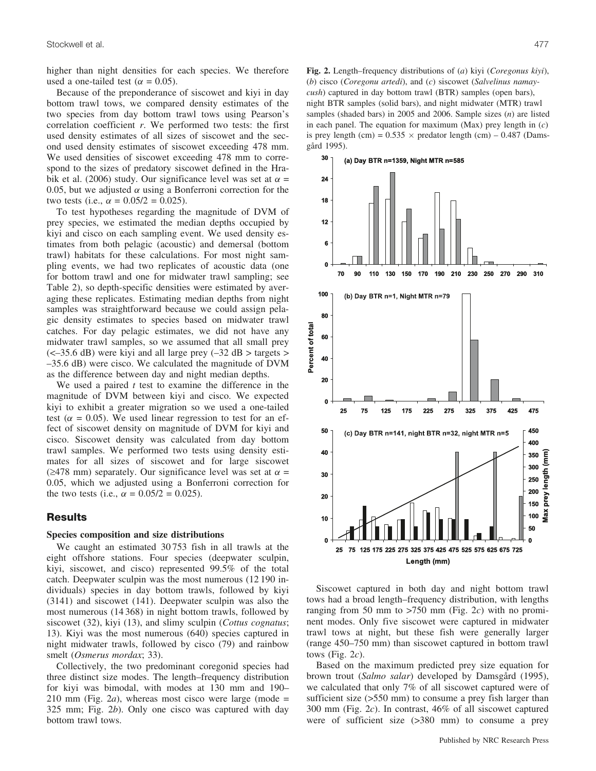higher than night densities for each species. We therefore used a one-tailed test ($\alpha = 0.05$).

Because of the preponderance of siscowet and kiyi in day bottom trawl tows, we compared density estimates of the two species from day bottom trawl tows using Pearson's correlation coefficient $r$. We performed two tests: the first used density estimates of all sizes of siscowet and the second used density estimates of siscowet exceeding 478 mm. We used densities of siscowet exceeding 478 mm to correspond to the sizes of predatory siscowet defined in the Hrabik et al. (2006) study. Our significance level was set at $\alpha = 0.05$, but we adjusted $\alpha$ using a Bonferroni correction for the two tests (i.e., $\alpha = 0.05/2 = 0.025$).

To test hypotheses regarding the magnitude of DVM of prey species, we estimated the median depths occupied by kiyi and cisco on each sampling event. We used density estimates from both pelagic (acoustic) and demersal (bottom trawl) habitats for these calculations. For most night sampling events, we had two replicates of acoustic data (one for bottom trawl and one for midwater trawl sampling; see Table 2), so depth-specific densities were estimated by averaging these replicates. Estimating median depths from night samples was straightforward because we could assign pelagic density estimates to species based on midwater trawl catches. For day pelagic estimates, we did not have any midwater trawl samples, so we assumed that all small prey (<–35.6 dB) were kiyi and all large prey (–32 dB > targets > –35.6 dB) were cisco. We calculated the magnitude of DVM as the difference between day and night median depths.

We used a paired $t$ test to examine the difference in the magnitude of DVM between kiyi and cisco. We expected kiyi to exhibit a greater migration so we used a one-tailed test ($\alpha = 0.05$). We used linear regression to test for an effect of siscowet density on magnitude of DVM for kiyi and cisco. Siscowet density was calculated from day bottom trawl samples. We performed two tests using density estimates for all sizes of siscowet and for large siscowet (≥478 mm) separately. Our significance level was set at $\alpha = 0.05$, which we adjusted using a Bonferroni correction for the two tests (i.e., $\alpha = 0.05/2 = 0.025$).

## Results

### Species composition and size distributions

We caught an estimated 30 753 fish in all trawls at the eight offshore stations. Four species (deepwater sculpin, kiyi, siscowet, and cisco) represented 99.5% of the total catch. Deepwater sculpin was the most numerous (12 190 individuals) species in day bottom trawls, followed by kiyi (3141) and siscowet (141). Deepwater sculpin was also the most numerous (14 368) in night bottom trawls, followed by siscowet (32), kiyi (13), and slimy sculpin (*Cottus cognatus*; 13). Kiyi was the most numerous (640) species captured in night midwater trawls, followed by cisco (79) and rainbow smelt (*Osmerus mordax*; 33).

Collectively, the two predominant coregonid species had three distinct size modes. The length–frequency distribution for kiyi was bimodal, with modes at 130 mm and 190–210 mm (Fig. 2*a*), whereas most cisco were large (mode = 325 mm; Fig. 2*b*). Only one cisco was captured with day bottom trawl tows.

**Fig. 2.** Length–frequency distributions of (*a*) kiyi (*Coregonus kiyi*), (*b*) cisco (*Coregonu artedi*), and (*c*) siscowet (*Salvelinus namaycush*) captured in day bottom trawl (BTR) samples (open bars), night BTR samples (solid bars), and night midwater (MTR) trawl samples (shaded bars) in 2005 and 2006. Sample sizes ($n$) are listed in each panel. The equation for maximum (Max) prey length in (*c*) is prey length (cm) = 0.535 × predator length (cm) – 0.487 (Damsgård 1995).

Siscowet captured in both day and night bottom trawl tows had a broad length–frequency distribution, with lengths ranging from 50 mm to >750 mm (Fig. 2*c*) with no prominent modes. Only five siscowet were captured in midwater trawl tows at night, but these fish were generally larger (range 450–750 mm) than siscowet captured in bottom trawl tows (Fig. 2*c*).

Based on the maximum predicted prey size equation for brown trout (*Salmo salar*) developed by Damsgård (1995), we calculated that only 7% of all siscowet captured were of sufficient size (>550 mm) to consume a prey fish larger than 300 mm (Fig. 2*c*). In contrast, 46% of all siscowet captured were of sufficient size (>380 mm) to consume a prey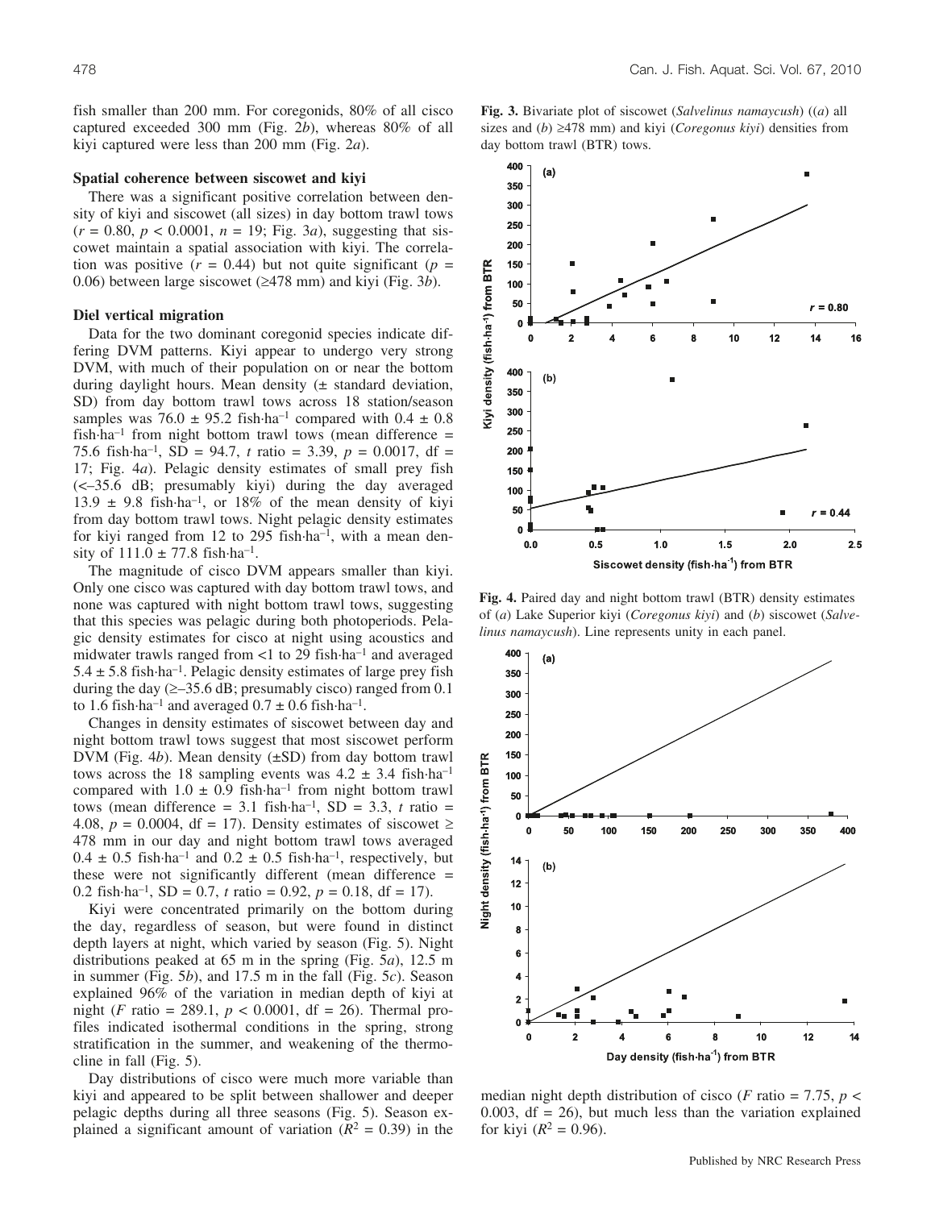fish smaller than 200 mm. For coregonids, 80% of all cisco captured exceeded 300 mm (Fig. 2*b*), whereas 80% of all kiyi captured were less than 200 mm (Fig. 2*a*).

### Spatial coherence between siscowet and kiyi

There was a significant positive correlation between density of kiyi and siscowet (all sizes) in day bottom trawl tows ($r = 0.80$, $p < 0.0001$, $n = 19$; Fig. 3*a*), suggesting that siscowet maintain a spatial association with kiyi. The correlation was positive ($r = 0.44$) but not quite significant ($p = 0.06$) between large siscowet (≥478 mm) and kiyi (Fig. 3*b*).

### Diel vertical migration

Data for the two dominant coregonid species indicate differing DVM patterns. Kiyi appear to undergo very strong DVM, with much of their population on or near the bottom during daylight hours. Mean density (± standard deviation, SD) from day bottom trawl tows across 18 station/season samples was 76.0 ± 95.2 fish·ha$^{-1}$ compared with 0.4 ± 0.8 fish·ha$^{-1}$ from night bottom trawl tows (mean difference = 75.6 fish·ha$^{-1}$, SD = 94.7, $t$ ratio = 3.39, $p = 0.0017$, df = 17; Fig. 4*a*). Pelagic density estimates of small prey fish (<–35.6 dB; presumably kiyi) during the day averaged 13.9 ± 9.8 fish·ha$^{-1}$, or 18% of the mean density of kiyi from day bottom trawl tows. Night pelagic density estimates for kiyi ranged from 12 to 295 fish·ha$^{-1}$, with a mean density of 111.0 ± 77.8 fish·ha$^{-1}$.

The magnitude of cisco DVM appears smaller than kiyi. Only one cisco was captured with day bottom trawl tows, and none was captured with night bottom trawl tows, suggesting that this species was pelagic during both photoperiods. Pelagic density estimates for cisco at night using acoustics and midwater trawls ranged from <1 to 29 fish·ha$^{-1}$ and averaged 5.4 ± 5.8 fish·ha$^{-1}$. Pelagic density estimates of large prey fish during the day (≥–35.6 dB; presumably cisco) ranged from 0.1 to 1.6 fish·ha$^{-1}$ and averaged 0.7 ± 0.6 fish·ha$^{-1}$.

Changes in density estimates of siscowet between day and night bottom trawl tows suggest that most siscowet perform DVM (Fig. 4*b*). Mean density (±SD) from day bottom trawl tows across the 18 sampling events was 4.2 ± 3.4 fish·ha$^{-1}$ compared with 1.0 ± 0.9 fish·ha$^{-1}$ from night bottom trawl tows (mean difference = 3.1 fish·ha$^{-1}$, SD = 3.3, $t$ ratio = 4.08, $p = 0.0004$, df = 17). Density estimates of siscowet ≥ 478 mm in our day and night bottom trawl tows averaged 0.4 ± 0.5 fish·ha$^{-1}$ and 0.2 ± 0.5 fish·ha$^{-1}$, respectively, but these were not significantly different (mean difference = 0.2 fish·ha$^{-1}$, SD = 0.7, $t$ ratio = 0.92, $p = 0.18$, df = 17).

Kiyi were concentrated primarily on the bottom during the day, regardless of season, but were found in distinct depth layers at night, which varied by season (Fig. 5). Night distributions peaked at 65 m in the spring (Fig. 5*a*), 12.5 m in summer (Fig. 5*b*), and 17.5 m in the fall (Fig. 5*c*). Season explained 96% of the variation in median depth of kiyi at night ($F$ ratio = 289.1, $p < 0.0001$, df = 26). Thermal profiles indicated isothermal conditions in the spring, strong stratification in the summer, and weakening of the thermocline in fall (Fig. 5).

Day distributions of cisco were much more variable than kiyi and appeared to be split between shallower and deeper pelagic depths during all three seasons (Fig. 5). Season explained a significant amount of variation ($R^2 = 0.39$) in the median night depth distribution of cisco ($F$ ratio = 7.75, $p < 0.003$, df = 26), but much less than the variation explained for kiyi ($R^2 = 0.96$).

**Fig. 3.** Bivariate plot of siscowet (*Salvelinus namaycush*) ((*a*) all sizes and (*b*) ≥478 mm) and kiyi (*Coregonus kiyi*) densities from day bottom trawl (BTR) tows.

**Fig. 4.** Paired day and night bottom trawl (BTR) density estimates of (*a*) Lake Superior kiyi (*Coregonus kiyi*) and (*b*) siscowet (*Salvelinus namaycush*). Line represents unity in each panel.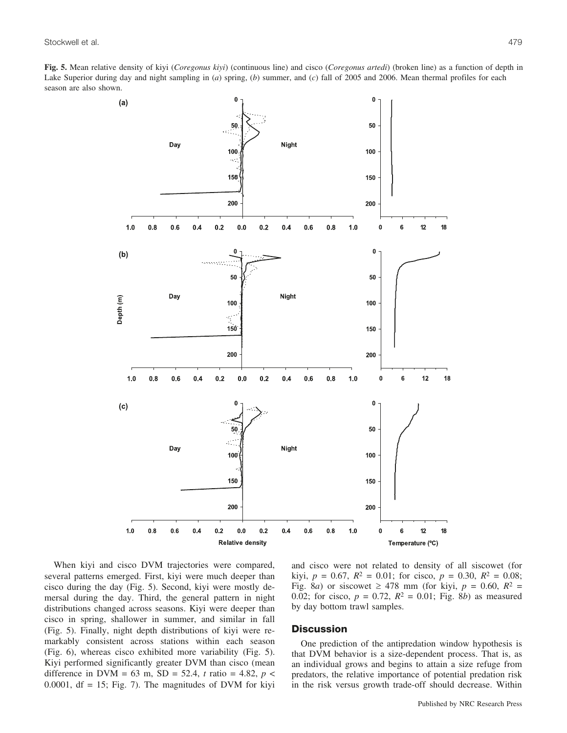**Fig. 5.** Mean relative density of kiyi (*Coregonus kiyi*) (continuous line) and cisco (*Coregonus artedi*) (broken line) as a function of depth in Lake Superior during day and night sampling in (*a*) spring, (*b*) summer, and (*c*) fall of 2005 and 2006. Mean thermal profiles for each season are also shown.

When kiyi and cisco DVM trajectories were compared, several patterns emerged. First, kiyi were much deeper than cisco during the day (Fig. 5). Second, kiyi were mostly demersal during the day. Third, the general pattern in night distributions changed across seasons. Kiyi were deeper than cisco in spring, shallower in summer, and similar in fall (Fig. 5). Finally, night depth distributions of kiyi were remarkably consistent across stations within each season (Fig. 6), whereas cisco exhibited more variability (Fig. 5). Kiyi performed significantly greater DVM than cisco (mean difference in DVM = 63 m, SD = 52.4, *t* ratio = 4.82, $p < 0.0001$, df = 15; Fig. 7). The magnitudes of DVM for kiyi and cisco were not related to density of all siscowet (for kiyi, $p = 0.67$, $R^2 = 0.01$; for cisco, $p = 0.30$, $R^2 = 0.08$; Fig. 8*a*) or siscowet ≥ 478 mm (for kiyi, $p = 0.60$, $R^2 = 0.02$; for cisco, $p = 0.72$, $R^2 = 0.01$; Fig. 8*b*) as measured by day bottom trawl samples.

## Discussion

One prediction of the antipredation window hypothesis is that DVM behavior is a size-dependent process. That is, as an individual grows and begins to attain a size refuge from predators, the relative importance of potential predation risk in the risk versus growth trade-off should decrease. Within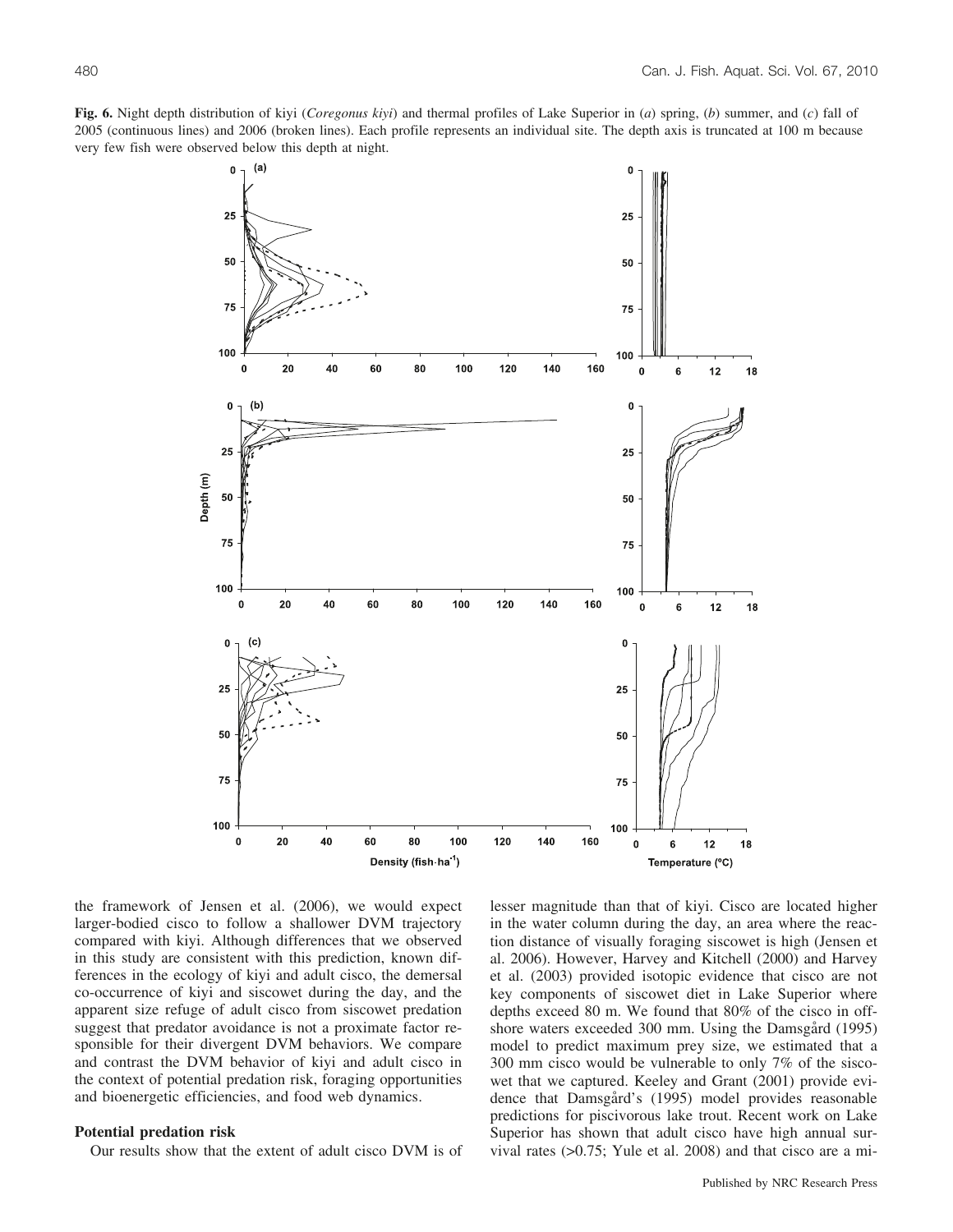**Fig. 6.** Night depth distribution of kiyi (*Coregonus kiyi*) and thermal profiles of Lake Superior in (*a*) spring, (*b*) summer, and (*c*) fall of 2005 (continuous lines) and 2006 (broken lines). Each profile represents an individual site. The depth axis is truncated at 100 m because very few fish were observed below this depth at night.

the framework of Jensen et al. (2006), we would expect larger-bodied cisco to follow a shallower DVM trajectory compared with kiyi. Although differences that we observed in this study are consistent with this prediction, known differences in the ecology of kiyi and adult cisco, the demersal co-occurrence of kiyi and siscowet during the day, and the apparent size refuge of adult cisco from siscowet predation suggest that predator avoidance is not a proximate factor responsible for their divergent DVM behaviors. We compare and contrast the DVM behavior of kiyi and adult cisco in the context of potential predation risk, foraging opportunities and bioenergetic efficiencies, and food web dynamics.

### Potential predation risk

Our results show that the extent of adult cisco DVM is of lesser magnitude than that of kiyi. Cisco are located higher in the water column during the day, an area where the reaction distance of visually foraging siscowet is high (Jensen et al. 2006). However, Harvey and Kitchell (2000) and Harvey et al. (2003) provided isotopic evidence that cisco are not key components of siscowet diet in Lake Superior where depths exceed 80 m. We found that 80% of the cisco in offshore waters exceeded 300 mm. Using the Damsgård (1995) model to predict maximum prey size, we estimated that a 300 mm cisco would be vulnerable to only 7% of the siscowet that we captured. Keeley and Grant (2001) provide evidence that Damsgård's (1995) model provides reasonable predictions for piscivorous lake trout. Recent work on Lake Superior has shown that adult cisco have high annual survival rates (>0.75; Yule et al. 2008) and that cisco are a mi-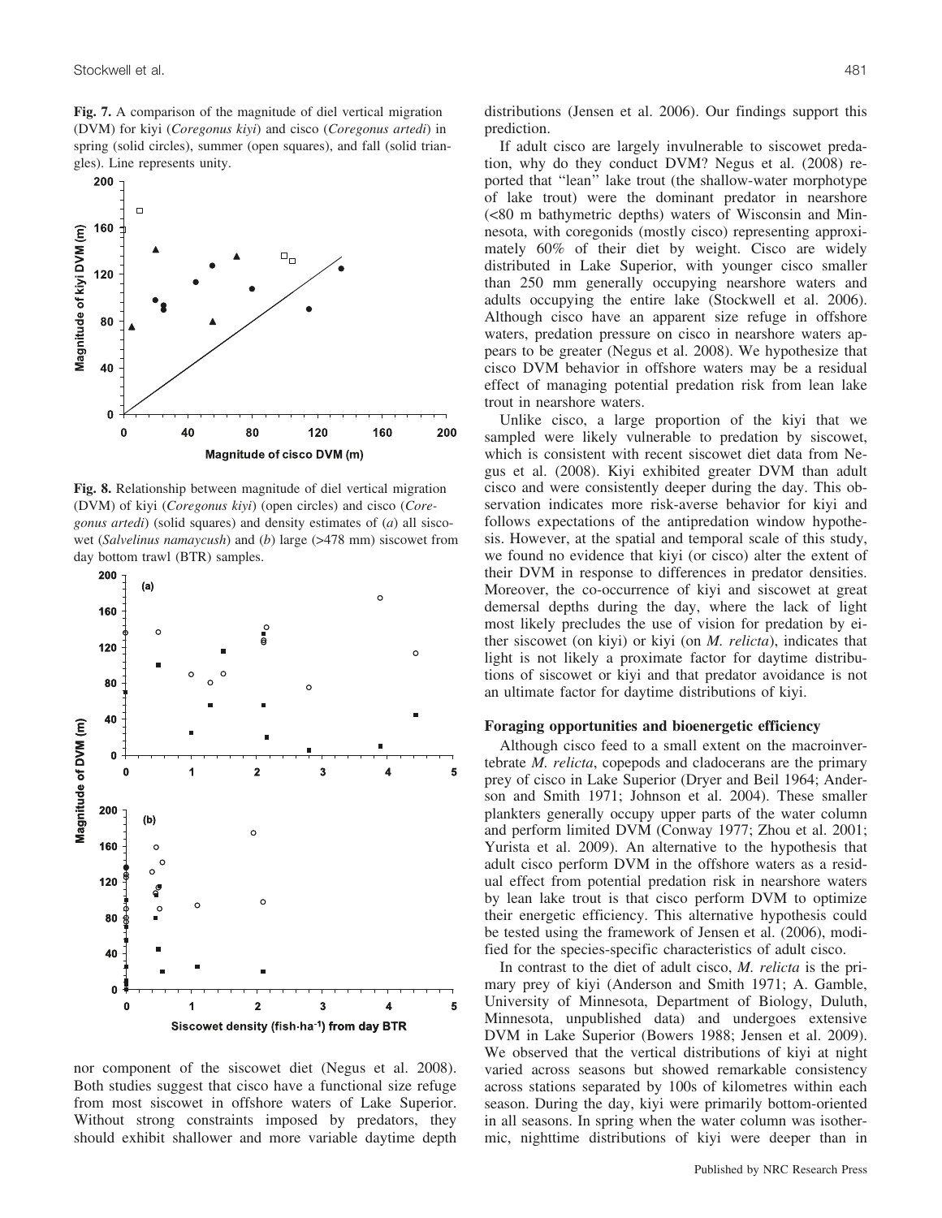**Fig. 7.** A comparison of the magnitude of diel vertical migration (DVM) for kiyi (*Coregonus kiyi*) and cisco (*Coregonus artedi*) in spring (solid circles), summer (open squares), and fall (solid triangles). Line represents unity.

**Fig. 8.** Relationship between magnitude of diel vertical migration (DVM) of kiyi (*Coregonus kiyi*) (open circles) and cisco (*Coregonus artedi*) (solid squares) and density estimates of (*a*) all siscowet (*Salvelinus namaycush*) and (*b*) large (>478 mm) siscowet from day bottom trawl (BTR) samples.

nor component of the siscowet diet (Negus et al. 2008). Both studies suggest that cisco have a functional size refuge from most siscowet in offshore waters of Lake Superior. Without strong constraints imposed by predators, they should exhibit shallower and more variable daytime depth distributions (Jensen et al. 2006). Our findings support this prediction.

If adult cisco are largely invulnerable to siscowet predation, why do they conduct DVM? Negus et al. (2008) reported that "lean" lake trout (the shallow-water morphotype of lake trout) were the dominant predator in nearshore (<80 m bathymetric depths) waters of Wisconsin and Minnesota, with coregonids (mostly cisco) representing approximately 60% of their diet by weight. Cisco are widely distributed in Lake Superior, with younger cisco smaller than 250 mm generally occupying nearshore waters and adults occupying the entire lake (Stockwell et al. 2006). Although cisco have an apparent size refuge in offshore waters, predation pressure on cisco in nearshore waters appears to be greater (Negus et al. 2008). We hypothesize that cisco DVM behavior in offshore waters may be a residual effect of managing potential predation risk from lean lake trout in nearshore waters.

Unlike cisco, a large proportion of the kiyi that we sampled were likely vulnerable to predation by siscowet, which is consistent with recent siscowet diet data from Negus et al. (2008). Kiyi exhibited greater DVM than adult cisco and were consistently deeper during the day. This observation indicates more risk-averse behavior for kiyi and follows expectations of the antipredation window hypothesis. However, at the spatial and temporal scale of this study, we found no evidence that kiyi (or cisco) alter the extent of their DVM in response to differences in predator densities. Moreover, the co-occurrence of kiyi and siscowet at great demersal depths during the day, where the lack of light most likely precludes the use of vision for predation by either siscowet (on kiyi) or kiyi (on *M. relicta*), indicates that light is not likely a proximate factor for daytime distributions of siscowet or kiyi and that predator avoidance is not an ultimate factor for daytime distributions of kiyi.

### Foraging opportunities and bioenergetic efficiency

Although cisco feed to a small extent on the macroinvertebrate *M. relicta*, copepods and cladocerans are the primary prey of cisco in Lake Superior (Dryer and Beil 1964; Anderson and Smith 1971; Johnson et al. 2004). These smaller plankters generally occupy upper parts of the water column and perform limited DVM (Conway 1977; Zhou et al. 2001; Yurista et al. 2009). An alternative to the hypothesis that adult cisco perform DVM in the offshore waters as a residual effect from potential predation risk in nearshore waters by lean lake trout is that cisco perform DVM to optimize their energetic efficiency. This alternative hypothesis could be tested using the framework of Jensen et al. (2006), modified for the species-specific characteristics of adult cisco.

In contrast to the diet of adult cisco, *M. relicta* is the primary prey of kiyi (Anderson and Smith 1971; A. Gamble, University of Minnesota, Department of Biology, Duluth, Minnesota, unpublished data) and undergoes extensive DVM in Lake Superior (Bowers 1988; Jensen et al. 2009). We observed that the vertical distributions of kiyi at night varied across seasons but showed remarkable consistency across stations separated by 100s of kilometres within each season. During the day, kiyi were primarily bottom-oriented in all seasons. In spring when the water column was isothermic, nighttime distributions of kiyi were deeper than in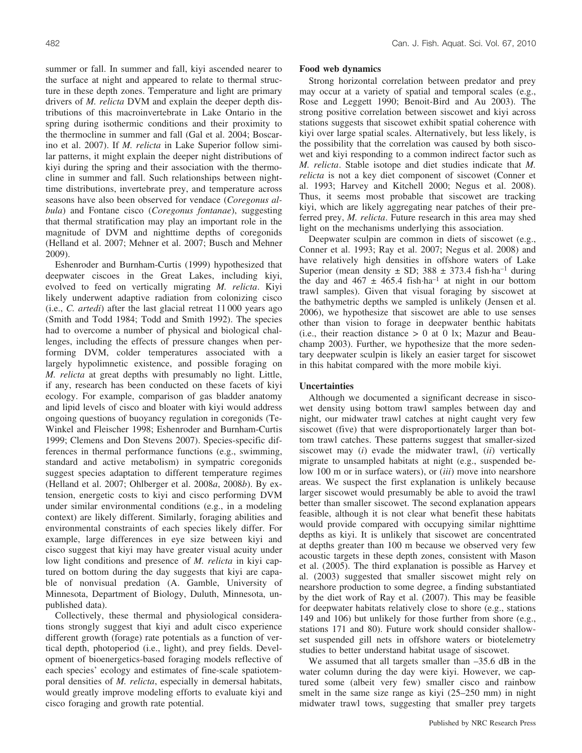summer or fall. In summer and fall, kiyi ascended nearer to the surface at night and appeared to relate to thermal structure in these depth zones. Temperature and light are primary drivers of *M. relicta* DVM and explain the deeper depth distributions of this macroinvertebrate in Lake Ontario in the spring during isothermic conditions and their proximity to the thermocline in summer and fall (Gal et al. 2004; Boscarino et al. 2007). If *M. relicta* in Lake Superior follow similar patterns, it might explain the deeper night distributions of kiyi during the spring and their association with the thermocline in summer and fall. Such relationships between nighttime distributions, invertebrate prey, and temperature across seasons have also been observed for vendace (*Coregonus albula*) and Fontane cisco (*Coregonus fontanae*), suggesting that thermal stratification may play an important role in the magnitude of DVM and nighttime depths of coregonids (Helland et al. 2007; Mehner et al. 2007; Busch and Mehner 2009).

Eshenroder and Burnham-Curtis (1999) hypothesized that deepwater ciscoes in the Great Lakes, including kiyi, evolved to feed on vertically migrating *M. relicta*. Kiyi likely underwent adaptive radiation from colonizing cisco (i.e., *C. artedi*) after the last glacial retreat 11 000 years ago (Smith and Todd 1984; Todd and Smith 1992). The species had to overcome a number of physical and biological challenges, including the effects of pressure changes when performing DVM, colder temperatures associated with a largely hypolimnetic existence, and possible foraging on *M. relicta* at great depths with presumably no light. Little, if any, research has been conducted on these facets of kiyi ecology. For example, comparison of gas bladder anatomy and lipid levels of cisco and bloater with kiyi would address ongoing questions of buoyancy regulation in coregonids (TeWinkel and Fleischer 1998; Eshenroder and Burnham-Curtis 1999; Clemens and Don Stevens 2007). Species-specific differences in thermal performance functions (e.g., swimming, standard and active metabolism) in sympatric coregonids suggest species adaptation to different temperature regimes (Helland et al. 2007; Ohlberger et al. 2008*a*, 2008*b*). By extension, energetic costs to kiyi and cisco performing DVM under similar environmental conditions (e.g., in a modeling context) are likely different. Similarly, foraging abilities and environmental constraints of each species likely differ. For example, large differences in eye size between kiyi and cisco suggest that kiyi may have greater visual acuity under low light conditions and presence of *M. relicta* in kiyi captured on bottom during the day suggests that kiyi are capable of nonvisual predation (A. Gamble, University of Minnesota, Department of Biology, Duluth, Minnesota, unpublished data).

Collectively, these thermal and physiological considerations strongly suggest that kiyi and adult cisco experience different growth (forage) rate potentials as a function of vertical depth, photoperiod (i.e., light), and prey fields. Development of bioenergetics-based foraging models reflective of each species' ecology and estimates of fine-scale spatiotemporal densities of *M. relicta*, especially in demersal habitats, would greatly improve modeling efforts to evaluate kiyi and cisco foraging and growth rate potential.

### Food web dynamics

Strong horizontal correlation between predator and prey may occur at a variety of spatial and temporal scales (e.g., Rose and Leggett 1990; Benoit-Bird and Au 2003). The strong positive correlation between siscowet and kiyi across stations suggests that siscowet exhibit spatial coherence with kiyi over large spatial scales. Alternatively, but less likely, is the possibility that the correlation was caused by both siscowet and kiyi responding to a common indirect factor such as *M. relicta*. Stable isotope and diet studies indicate that *M. relicta* is not a key diet component of siscowet (Conner et al. 1993; Harvey and Kitchell 2000; Negus et al. 2008). Thus, it seems most probable that siscowet are tracking kiyi, which are likely aggregating near patches of their preferred prey, *M. relicta*. Future research in this area may shed light on the mechanisms underlying this association.

Deepwater sculpin are common in diets of siscowet (e.g., Conner et al. 1993; Ray et al. 2007; Negus et al. 2008) and have relatively high densities in offshore waters of Lake Superior (mean density ± SD; 388 ± 373.4 fish·ha$^{-1}$ during the day and 467 ± 465.4 fish·ha$^{-1}$ at night in our bottom trawl samples). Given that visual foraging by siscowet at the bathymetric depths we sampled is unlikely (Jensen et al. 2006), we hypothesize that siscowet are able to use senses other than vision to forage in deepwater benthic habitats (i.e., their reaction distance > 0 at 0 lx; Mazur and Beauchamp 2003). Further, we hypothesize that the more sedentary deepwater sculpin is likely an easier target for siscowet in this habitat compared with the more mobile kiyi.

### Uncertainties

Although we documented a significant decrease in siscowet density using bottom trawl samples between day and night, our midwater trawl catches at night caught very few siscowet (five) that were disproportionately larger than bottom trawl catches. These patterns suggest that smaller-sized siscowet may (*i*) evade the midwater trawl, (*ii*) vertically migrate to unsampled habitats at night (e.g., suspended below 100 m or in surface waters), or (*iii*) move into nearshore areas. We suspect the first explanation is unlikely because larger siscowet would presumably be able to avoid the trawl better than smaller siscowet. The second explanation appears feasible, although it is not clear what benefit these habitats would provide compared with occupying similar nighttime depths as kiyi. It is unlikely that siscowet are concentrated at depths greater than 100 m because we observed very few acoustic targets in these depth zones, consistent with Mason et al. (2005). The third explanation is possible as Harvey et al. (2003) suggested that smaller siscowet might rely on nearshore production to some degree, a finding substantiated by the diet work of Ray et al. (2007). This may be feasible for deepwater habitats relatively close to shore (e.g., stations 149 and 106) but unlikely for those further from shore (e.g., stations 171 and 80). Future work should consider shallow-set suspended gill nets in offshore waters or biotelemetry studies to better understand habitat usage of siscowet.

We assumed that all targets smaller than –35.6 dB in the water column during the day were kiyi. However, we captured some (albeit very few) smaller cisco and rainbow smelt in the same size range as kiyi (25–250 mm) in night midwater trawl tows, suggesting that smaller prey targets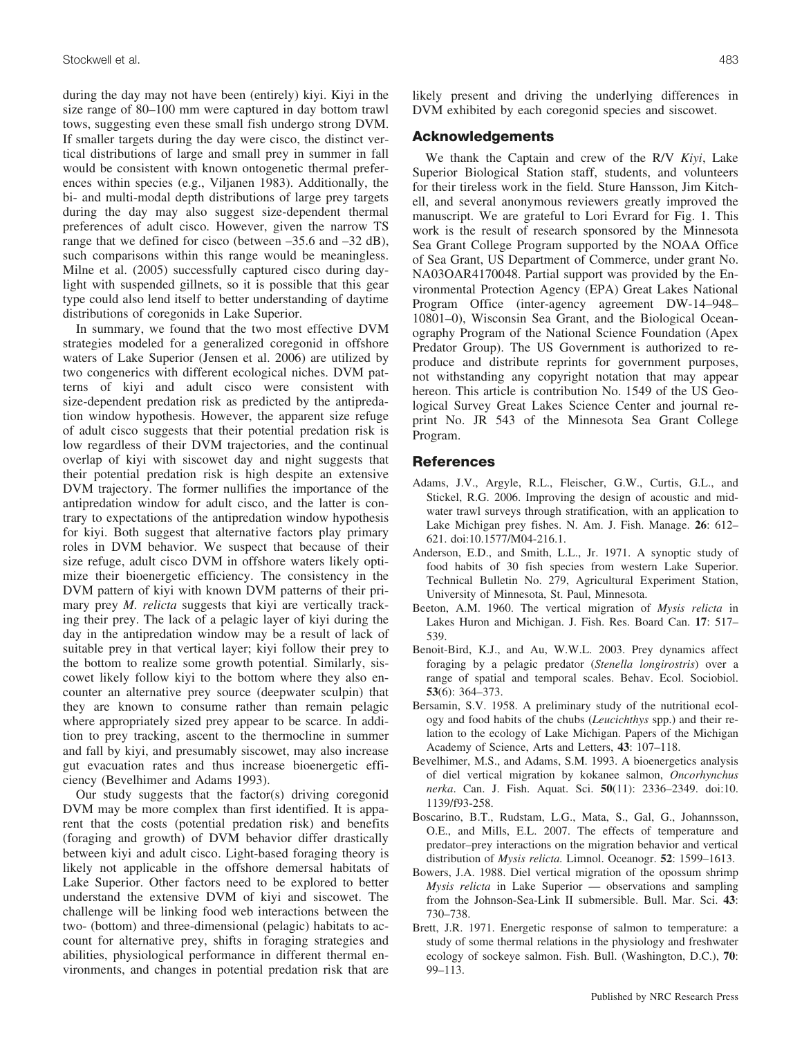during the day may not have been (entirely) kiyi. Kiyi in the size range of 80–100 mm were captured in day bottom trawl tows, suggesting even these small fish undergo strong DVM. If smaller targets during the day were cisco, the distinct vertical distributions of large and small prey in summer in fall would be consistent with known ontogenetic thermal preferences within species (e.g., Viljanen 1983). Additionally, the bi- and multi-modal depth distributions of large prey targets during the day may also suggest size-dependent thermal preferences of adult cisco. However, given the narrow TS range that we defined for cisco (between –35.6 and –32 dB), such comparisons within this range would be meaningless. Milne et al. (2005) successfully captured cisco during daylight with suspended gillnets, so it is possible that this gear type could also lend itself to better understanding of daytime distributions of coregonids in Lake Superior.

In summary, we found that the two most effective DVM strategies modeled for a generalized coregonid in offshore waters of Lake Superior (Jensen et al. 2006) are utilized by two congenerics with different ecological niches. DVM patterns of kiyi and adult cisco were consistent with size-dependent predation risk as predicted by the antipredation window hypothesis. However, the apparent size refuge of adult cisco suggests that their potential predation risk is low regardless of their DVM trajectories, and the continual overlap of kiyi with siscowet day and night suggests that their potential predation risk is high despite an extensive DVM trajectory. The former nullifies the importance of the antipredation window for adult cisco, and the latter is contrary to expectations of the antipredation window hypothesis for kiyi. Both suggest that alternative factors play primary roles in DVM behavior. We suspect that because of their size refuge, adult cisco DVM in offshore waters likely optimize their bioenergetic efficiency. The consistency in the DVM pattern of kiyi with known DVM patterns of their primary prey *M. relicta* suggests that kiyi are vertically tracking their prey. The lack of a pelagic layer of kiyi during the day in the antipredation window may be a result of lack of suitable prey in that vertical layer; kiyi follow their prey to the bottom to realize some growth potential. Similarly, siscowet likely follow kiyi to the bottom where they also encounter an alternative prey source (deepwater sculpin) that they are known to consume rather than remain pelagic where appropriately sized prey appear to be scarce. In addition to prey tracking, ascent to the thermocline in summer and fall by kiyi, and presumably siscowet, may also increase gut evacuation rates and thus increase bioenergetic efficiency (Bevelhimer and Adams 1993).

Our study suggests that the factor(s) driving coregonid DVM may be more complex than first identified. It is apparent that the costs (potential predation risk) and benefits (foraging and growth) of DVM behavior differ drastically between kiyi and adult cisco. Light-based foraging theory is likely not applicable in the offshore demersal habitats of Lake Superior. Other factors need to be explored to better understand the extensive DVM of kiyi and siscowet. The challenge will be linking food web interactions between the two- (bottom) and three-dimensional (pelagic) habitats to account for alternative prey, shifts in foraging strategies and abilities, physiological performance in different thermal environments, and changes in potential predation risk that are likely present and driving the underlying differences in DVM exhibited by each coregonid species and siscowet.

## Acknowledgements

We thank the Captain and crew of the R/V *Kiyi*, Lake Superior Biological Station staff, students, and volunteers for their tireless work in the field. Sture Hansson, Jim Kitchell, and several anonymous reviewers greatly improved the manuscript. We are grateful to Lori Evrard for Fig. 1. This work is the result of research sponsored by the Minnesota Sea Grant College Program supported by the NOAA Office of Sea Grant, US Department of Commerce, under grant No. NA03OAR4170048. Partial support was provided by the Environmental Protection Agency (EPA) Great Lakes National Program Office (inter-agency agreement DW-14–948–10801–0), Wisconsin Sea Grant, and the Biological Oceanography Program of the National Science Foundation (Apex Predator Group). The US Government is authorized to reproduce and distribute reprints for government purposes, not withstanding any copyright notation that may appear hereon. This article is contribution No. 1549 of the US Geological Survey Great Lakes Science Center and journal reprint No. JR 543 of the Minnesota Sea Grant College Program.

## References

Adams, J.V., Argyle, R.L., Fleischer, G.W., Curtis, G.L., and Stickel, R.G. 2006. Improving the design of acoustic and midwater trawl surveys through stratification, with an application to Lake Michigan prey fishes. N. Am. J. Fish. Manage. **26**: 612–621. doi:10.1577/M04-216.1.

Anderson, E.D., and Smith, L.L., Jr. 1971. A synoptic study of food habits of 30 fish species from western Lake Superior. Technical Bulletin No. 279, Agricultural Experiment Station, University of Minnesota, St. Paul, Minnesota.

Beeton, A.M. 1960. The vertical migration of *Mysis relicta* in Lakes Huron and Michigan. J. Fish. Res. Board Can. **17**: 517–539.

Benoit-Bird, K.J., and Au, W.W.L. 2003. Prey dynamics affect foraging by a pelagic predator (*Stenella longirostris*) over a range of spatial and temporal scales. Behav. Ecol. Sociobiol. **53**(6): 364–373.

Bersamin, S.V. 1958. A preliminary study of the nutritional ecology and food habits of the chubs (*Leucichthys* spp.) and their relation to the ecology of Lake Michigan. Papers of the Michigan Academy of Science, Arts and Letters, **43**: 107–118.

Bevelhimer, M.S., and Adams, S.M. 1993. A bioenergetics analysis of diel vertical migration by kokanee salmon, *Oncorhynchus nerka*. Can. J. Fish. Aquat. Sci. **50**(11): 2336–2349. doi:10.1139/f93-258.

Boscarino, B.T., Rudstam, L.G., Mata, S., Gal, G., Johannsson, O.E., and Mills, E.L. 2007. The effects of temperature and predator–prey interactions on the migration behavior and vertical distribution of *Mysis relicta*. Limnol. Oceanogr. **52**: 1599–1613.

Bowers, J.A. 1988. Diel vertical migration of the opossum shrimp *Mysis relicta* in Lake Superior — observations and sampling from the Johnson-Sea-Link II submersible. Bull. Mar. Sci. **43**: 730–738.

Brett, J.R. 1971. Energetic response of salmon to temperature: a study of some thermal relations in the physiology and freshwater ecology of sockeye salmon. Fish. Bull. (Washington, D.C.), **70**: 99–113.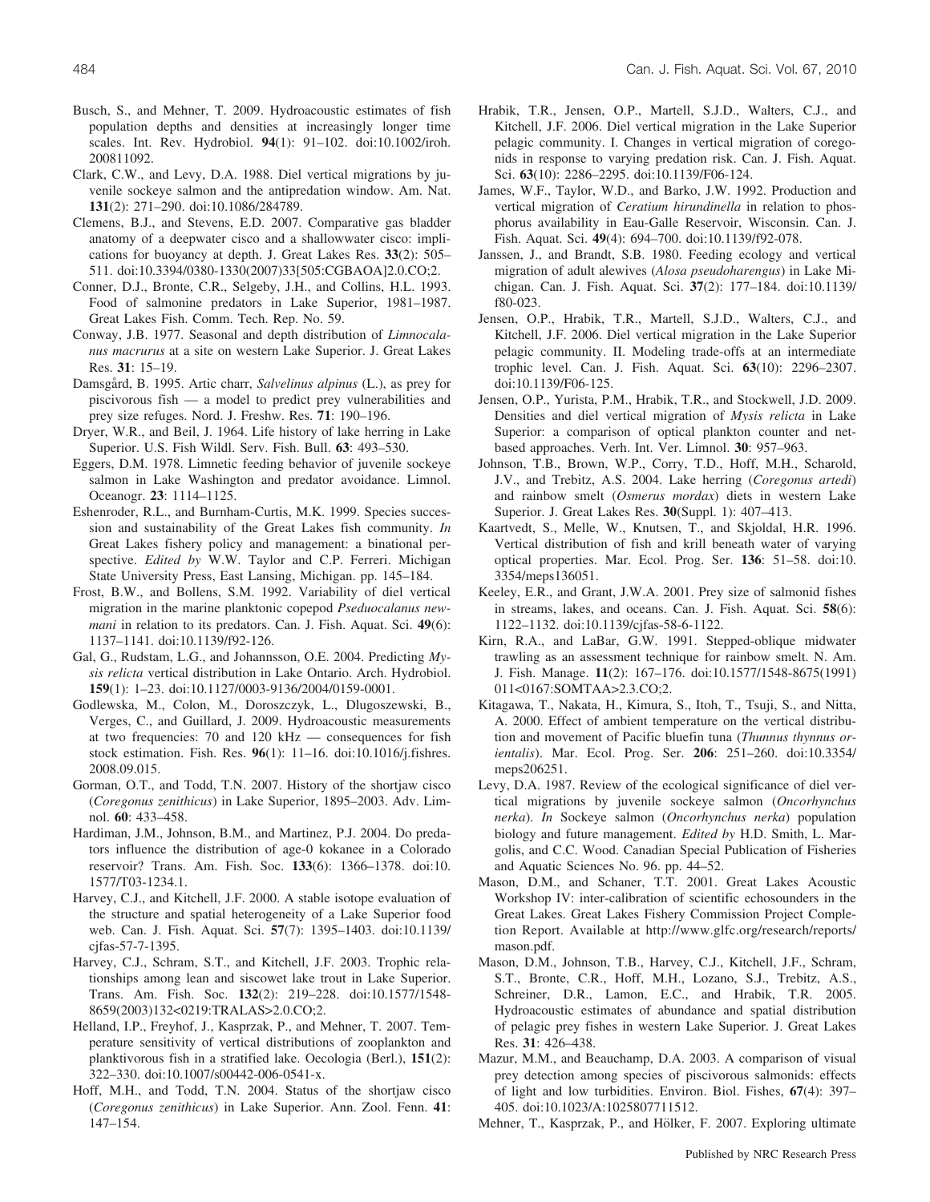Busch, S., and Mehner, T. 2009. Hydroacoustic estimates of fish population depths and densities at increasingly longer time scales. Int. Rev. Hydrobiol. **94**(1): 91–102. doi:10.1002/iroh.200811092.

Clark, C.W., and Levy, D.A. 1988. Diel vertical migrations by juvenile sockeye salmon and the antipredation window. Am. Nat. **131**(2): 271–290. doi:10.1086/284789.

Clemens, B.J., and Stevens, E.D. 2007. Comparative gas bladder anatomy of a deepwater cisco and a shallowwater cisco: implications for buoyancy at depth. J. Great Lakes Res. **33**(2): 505–511. doi:10.3394/0380-1330(2007)33[505:CGBAOA]2.0.CO;2.

Conner, D.J., Bronte, C.R., Selgeby, J.H., and Collins, H.L. 1993. Food of salmonine predators in Lake Superior, 1981–1987. Great Lakes Fish. Comm. Tech. Rep. No. 59.

Conway, J.B. 1977. Seasonal and depth distribution of *Limnocalanus macrurus* at a site on western Lake Superior. J. Great Lakes Res. **31**: 15–19.

Damsgård, B. 1995. Artic charr, *Salvelinus alpinus* (L.), as prey for piscivorous fish — a model to predict prey vulnerabilities and prey size refuges. Nord. J. Freshw. Res. **71**: 190–196.

Dryer, W.R., and Beil, J. 1964. Life history of lake herring in Lake Superior. U.S. Fish Wildl. Serv. Fish. Bull. **63**: 493–530.

Eggers, D.M. 1978. Limnetic feeding behavior of juvenile sockeye salmon in Lake Washington and predator avoidance. Limnol. Oceanogr. **23**: 1114–1125.

Eshenroder, R.L., and Burnham-Curtis, M.K. 1999. Species succession and sustainability of the Great Lakes fish community. *In* Great Lakes fishery policy and management: a binational perspective. *Edited by* W.W. Taylor and C.P. Ferreri. Michigan State University Press, East Lansing, Michigan. pp. 145–184.

Frost, B.W., and Bollens, S.M. 1992. Variability of diel vertical migration in the marine planktonic copepod *Pseudocalanus newmani* in relation to its predators. Can. J. Fish. Aquat. Sci. **49**(6): 1137–1141. doi:10.1139/f92-126.

Gal, G., Rudstam, L.G., and Johannsson, O.E. 2004. Predicting *Mysis relicta* vertical distribution in Lake Ontario. Arch. Hydrobiol. **159**(1): 1–23. doi:10.1127/0003-9136/2004/0159-0001.

Godlewska, M., Colon, M., Doroszczyk, L., Dlugoszewski, B., Verges, C., and Guillard, J. 2009. Hydroacoustic measurements at two frequencies: 70 and 120 kHz — consequences for fish stock estimation. Fish. Res. **96**(1): 11–16. doi:10.1016/j.fishres.2008.09.015.

Gorman, O.T., and Todd, T.N. 2007. History of the shortjaw cisco (*Coregonus zenithicus*) in Lake Superior, 1895–2003. Adv. Limnol. **60**: 433–458.

Hardiman, J.M., Johnson, B.M., and Martinez, P.J. 2004. Do predators influence the distribution of age-0 kokanee in a Colorado reservoir? Trans. Am. Fish. Soc. **133**(6): 1366–1378. doi:10.1577/T03-1234.1.

Harvey, C.J., and Kitchell, J.F. 2000. A stable isotope evaluation of the structure and spatial heterogeneity of a Lake Superior food web. Can. J. Fish. Aquat. Sci. **57**(7): 1395–1403. doi:10.1139/cjfas-57-7-1395.

Harvey, C.J., Schram, S.T., and Kitchell, J.F. 2003. Trophic relationships among lean and siscowet lake trout in Lake Superior. Trans. Am. Fish. Soc. **132**(2): 219–228. doi:10.1577/1548-8659(2003)132<0219:TRALAS>2.0.CO;2.

Helland, I.P., Freyhof, J., Kasprzak, P., and Mehner, T. 2007. Temperature sensitivity of vertical distributions of zooplankton and planktivorous fish in a stratified lake. Oecologia (Berl.), **151**(2): 322–330. doi:10.1007/s00442-006-0541-x.

Hoff, M.H., and Todd, T.N. 2004. Status of the shortjaw cisco (*Coregonus zenithicus*) in Lake Superior. Ann. Zool. Fenn. **41**: 147–154.

Hrabik, T.R., Jensen, O.P., Martell, S.J.D., Walters, C.J., and Kitchell, J.F. 2006. Diel vertical migration in the Lake Superior pelagic community. I. Changes in vertical migration of coregonids in response to varying predation risk. Can. J. Fish. Aquat. Sci. **63**(10): 2286–2295. doi:10.1139/F06-124.

James, W.F., Taylor, W.D., and Barko, J.W. 1992. Production and vertical migration of *Ceratium hirundinella* in relation to phosphorus availability in Eau-Galle Reservoir, Wisconsin. Can. J. Fish. Aquat. Sci. **49**(4): 694–700. doi:10.1139/f92-078.

Janssen, J., and Brandt, S.B. 1980. Feeding ecology and vertical migration of adult alewives (*Alosa pseudoharengus*) in Lake Michigan. Can. J. Fish. Aquat. Sci. **37**(2): 177–184. doi:10.1139/f80-023.

Jensen, O.P., Hrabik, T.R., Martell, S.J.D., Walters, C.J., and Kitchell, J.F. 2006. Diel vertical migration in the Lake Superior pelagic community. II. Modeling trade-offs at an intermediate trophic level. Can. J. Fish. Aquat. Sci. **63**(10): 2296–2307. doi:10.1139/F06-125.

Jensen, O.P., Yurista, P.M., Hrabik, T.R., and Stockwell, J.D. 2009. Densities and diel vertical migration of *Mysis relicta* in Lake Superior: a comparison of optical plankton counter and net-based approaches. Verh. Int. Ver. Limnol. **30**: 957–963.

Johnson, T.B., Brown, W.P., Corry, T.D., Hoff, M.H., Scharold, J.V., and Trebitz, A.S. 2004. Lake herring (*Coregonus artedi*) and rainbow smelt (*Osmerus mordax*) diets in western Lake Superior. J. Great Lakes Res. **30**(Suppl. 1): 407–413.

Kaartvedt, S., Melle, W., Knutsen, T., and Skjoldal, H.R. 1996. Vertical distribution of fish and krill beneath water of varying optical properties. Mar. Ecol. Prog. Ser. **136**: 51–58. doi:10.3354/meps136051.

Keeley, E.R., and Grant, J.W.A. 2001. Prey size of salmonid fishes in streams, lakes, and oceans. Can. J. Fish. Aquat. Sci. **58**(6): 1122–1132. doi:10.1139/cjfas-58-6-1122.

Kirn, R.A., and LaBar, G.W. 1991. Stepped-oblique midwater trawling as an assessment technique for rainbow smelt. N. Am. J. Fish. Manage. **11**(2): 167–176. doi:10.1577/1548-8675(1991)011<0167:SOMTAA>2.3.CO;2.

Kitagawa, T., Nakata, H., Kimura, S., Itoh, T., Tsuji, S., and Nitta, A. 2000. Effect of ambient temperature on the vertical distribution and movement of Pacific bluefin tuna (*Thunnus thynnus orientalis*). Mar. Ecol. Prog. Ser. **206**: 251–260. doi:10.3354/meps206251.

Levy, D.A. 1987. Review of the ecological significance of diel vertical migrations by juvenile sockeye salmon (*Oncorhynchus nerka*). *In* Sockeye salmon (*Oncorhynchus nerka*) population biology and future management. *Edited by* H.D. Smith, L. Margolis, and C.C. Wood. Canadian Special Publication of Fisheries and Aquatic Sciences No. 96. pp. 44–52.

Mason, D.M., and Schaner, T.T. 2001. Great Lakes Acoustic Workshop IV: inter-calibration of scientific echosounders in the Great Lakes. Great Lakes Fishery Commission Project Completion Report. Available at http://www.glfc.org/research/reports/mason.pdf.

Mason, D.M., Johnson, T.B., Harvey, C.J., Kitchell, J.F., Schram, S.T., Bronte, C.R., Hoff, M.H., Lozano, S.J., Trebitz, A.S., Schreiner, D.R., Lamon, E.C., and Hrabik, T.R. 2005. Hydroacoustic estimates of abundance and spatial distribution of pelagic prey fishes in western Lake Superior. J. Great Lakes Res. **31**: 426–438.

Mazur, M.M., and Beauchamp, D.A. 2003. A comparison of visual prey detection among species of piscivorous salmonids: effects of light and low turbidities. Environ. Biol. Fishes, **67**(4): 397–405. doi:10.1023/A:1025807711512.

Mehner, T., Kasprzak, P., and Hölker, F. 2007. Exploring ultimate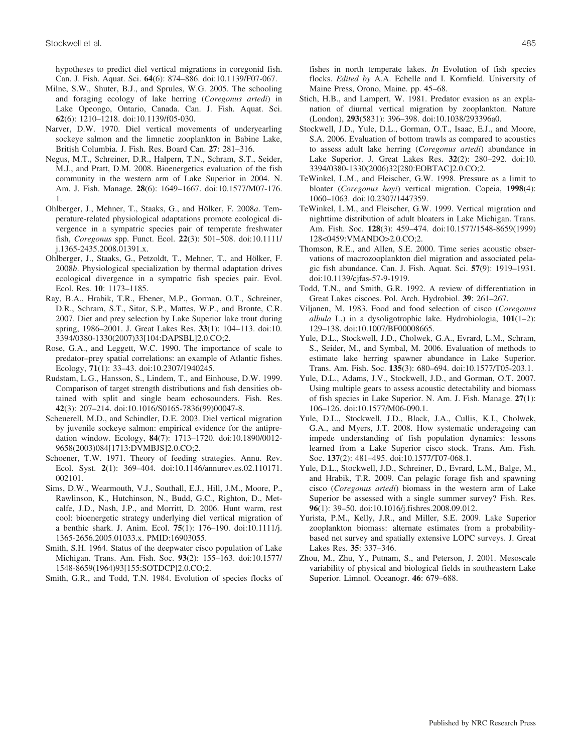hypotheses to predict diel vertical migrations in coregonid fish. Can. J. Fish. Aquat. Sci. **64**(6): 874–886. doi:10.1139/F07-067.

Milne, S.W., Shuter, B.J., and Sprules, W.G. 2005. The schooling and foraging ecology of lake herring (*Coregonus artedi*) in Lake Opeongo, Ontario, Canada. Can. J. Fish. Aquat. Sci. **62**(6): 1210–1218. doi:10.1139/f05-030.

Narver, D.W. 1970. Diel vertical movements of underyearling sockeye salmon and the limnetic zooplankton in Babine Lake, British Columbia. J. Fish. Res. Board Can. **27**: 281–316.

Negus, M.T., Schreiner, D.R., Halpern, T.N., Schram, S.T., Seider, M.J., and Pratt, D.M. 2008. Bioenergetics evaluation of the fish community in the western arm of Lake Superior in 2004. N. Am. J. Fish. Manage. **28**(6): 1649–1667. doi:10.1577/M07-176.1.

Ohlberger, J., Mehner, T., Staaks, G., and Hölker, F. 2008*a*. Temperature-related physiological adaptations promote ecological divergence in a sympatric species pair of temperate freshwater fish, *Coregonus* spp. Funct. Ecol. **22**(3): 501–508. doi:10.1111/j.1365-2435.2008.01391.x.

Ohlberger, J., Staaks, G., Petzoldt, T., Mehner, T., and Hölker, F. 2008*b*. Physiological specialization by thermal adaptation drives ecological divergence in a sympatric fish species pair. Evol. Ecol. Res. **10**: 1173–1185.

Ray, B.A., Hrabik, T.R., Ebener, M.P., Gorman, O.T., Schreiner, D.R., Schram, S.T., Sitar, S.P., Mattes, W.P., and Bronte, C.R. 2007. Diet and prey selection by Lake Superior lake trout during spring, 1986–2001. J. Great Lakes Res. **33**(1): 104–113. doi:10.3394/0380-1330(2007)33[104:DAPSBL]2.0.CO;2.

Rose, G.A., and Leggett, W.C. 1990. The importance of scale to predator–prey spatial correlations: an example of Atlantic fishes. Ecology, **71**(1): 33–43. doi:10.2307/1940245.

Rudstam, L.G., Hansson, S., Lindem, T., and Einhouse, D.W. 1999. Comparison of target strength distributions and fish densities obtained with split and single beam echosounders. Fish. Res. **42**(3): 207–214. doi:10.1016/S0165-7836(99)00047-8.

Scheuerell, M.D., and Schindler, D.E. 2003. Diel vertical migration by juvenile sockeye salmon: empirical evidence for the antipredation window. Ecology, **84**(7): 1713–1720. doi:10.1890/0012-9658(2003)084[1713:DVMBJS]2.0.CO;2.

Schoener, T.W. 1971. Theory of feeding strategies. Annu. Rev. Ecol. Syst. **2**(1): 369–404. doi:10.1146/annurev.es.02.110171.002101.

Sims, D.W., Wearmouth, V.J., Southall, E.J., Hill, J.M., Moore, P., Rawlinson, K., Hutchinson, N., Budd, G.C., Righton, D., Metcalfe, J.D., Nash, J.P., and Morritt, D. 2006. Hunt warm, rest cool: bioenergetic strategy underlying diel vertical migration of a benthic shark. J. Anim. Ecol. **75**(1): 176–190. doi:10.1111/j.1365-2656.2005.01033.x. PMID:16903055.

Smith, S.H. 1964. Status of the deepwater cisco population of Lake Michigan. Trans. Am. Fish. Soc. **93**(2): 155–163. doi:10.1577/1548-8659(1964)93[155:SOTDCP]2.0.CO;2.

Smith, G.R., and Todd, T.N. 1984. Evolution of species flocks of fishes in north temperate lakes. *In* Evolution of fish species flocks. *Edited by* A.A. Echelle and I. Kornfield. University of Maine Press, Orono, Maine. pp. 45–68.

Stich, H.B., and Lampert, W. 1981. Predator evasion as an explanation of diurnal vertical migration by zooplankton. Nature (London), **293**(5831): 396–398. doi:10.1038/293396a0.

Stockwell, J.D., Yule, D.L., Gorman, O.T., Isaac, E.J., and Moore, S.A. 2006. Evaluation of bottom trawls as compared to acoustics to assess adult lake herring (*Coregonus artedi*) abundance in Lake Superior. J. Great Lakes Res. **32**(2): 280–292. doi:10.3394/0380-1330(2006)32[280:EOBTAC]2.0.CO;2.

TeWinkel, L.M., and Fleischer, G.W. 1998. Pressure as a limit to bloater (*Coregonus hoyi*) vertical migration. Copeia, **1998**(4): 1060–1063. doi:10.2307/1447359.

TeWinkel, L.M., and Fleischer, G.W. 1999. Vertical migration and nighttime distribution of adult bloaters in Lake Michigan. Trans. Am. Fish. Soc. **128**(3): 459–474. doi:10.1577/1548-8659(1999)128<0459:VMANDO>2.0.CO;2.

Thomson, R.E., and Allen, S.E. 2000. Time series acoustic observations of macrozooplankton diel migration and associated pelagic fish abundance. Can. J. Fish. Aquat. Sci. **57**(9): 1919–1931. doi:10.1139/cjfas-57-9-1919.

Todd, T.N., and Smith, G.R. 1992. A review of differentiation in Great Lakes ciscoes. Pol. Arch. Hydrobiol. **39**: 261–267.

Viljanen, M. 1983. Food and food selection of cisco (*Coregonus albula* L.) in a dysoligotrophic lake. Hydrobiologia, **101**(1–2): 129–138. doi:10.1007/BF00008665.

Yule, D.L., Stockwell, J.D., Cholwek, G.A., Evrard, L.M., Schram, S., Seider, M., and Symbal, M. 2006. Evaluation of methods to estimate lake herring spawner abundance in Lake Superior. Trans. Am. Fish. Soc. **135**(3): 680–694. doi:10.1577/T05-203.1.

Yule, D.L., Adams, J.V., Stockwell, J.D., and Gorman, O.T. 2007. Using multiple gears to assess acoustic detectability and biomass of fish species in Lake Superior. N. Am. J. Fish. Manage. **27**(1): 106–126. doi:10.1577/M06-090.1.

Yule, D.L., Stockwell, J.D., Black, J.A., Cullis, K.I., Cholwek, G.A., and Myers, J.T. 2008. How systematic underageing can impede understanding of fish population dynamics: lessons learned from a Lake Superior cisco stock. Trans. Am. Fish. Soc. **137**(2): 481–495. doi:10.1577/T07-068.1.

Yule, D.L., Stockwell, J.D., Schreiner, D., Evrard, L.M., Balge, M., and Hrabik, T.R. 2009. Can pelagic forage fish and spawning cisco (*Coregonus artedi*) biomass in the western arm of Lake Superior be assessed with a single summer survey? Fish. Res. **96**(1): 39–50. doi:10.1016/j.fishres.2008.09.012.

Yurista, P.M., Kelly, J.R., and Miller, S.E. 2009. Lake Superior zooplankton biomass: alternate estimates from a probability-based net survey and spatially extensive LOPC surveys. J. Great Lakes Res. **35**: 337–346.

Zhou, M., Zhu, Y., Putnam, S., and Peterson, J. 2001. Mesoscale variability of physical and biological fields in southeastern Lake Superior. Limnol. Oceanogr. **46**: 679–688.